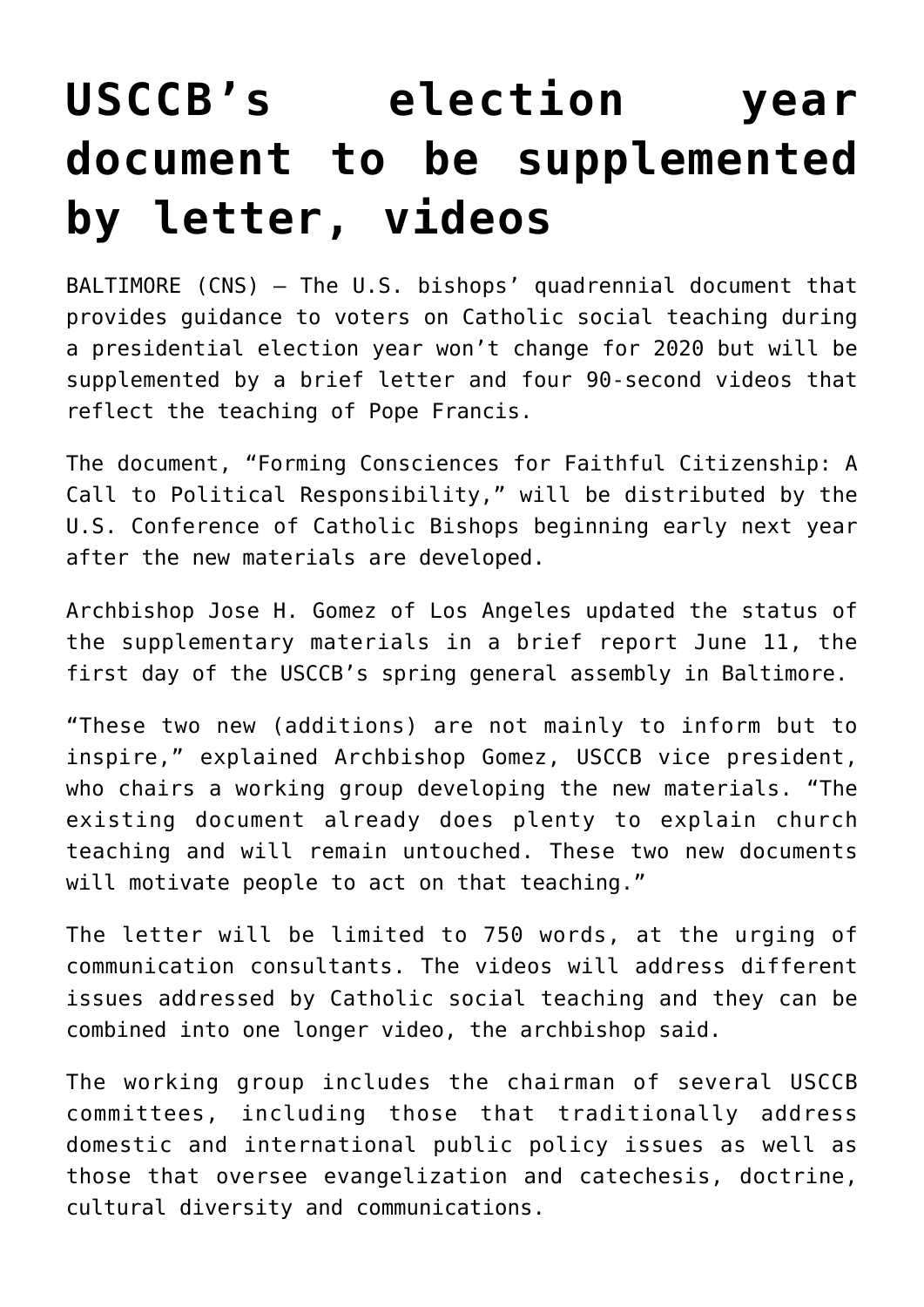# USCCB's election year document to be supplemented by letter, videos

BALTIMORE (CNS) — The U.S. bishops' quadrennial document that provides guidance to voters on Catholic social teaching during a presidential election year won't change for 2020 but will be supplemented by a brief letter and four 90-second videos that reflect the teaching of Pope Francis.

The document, "Forming Consciences for Faithful Citizenship: A Call to Political Responsibility," will be distributed by the U.S. Conference of Catholic Bishops beginning early next year after the new materials are developed.

Archbishop Jose H. Gomez of Los Angeles updated the status of the supplementary materials in a brief report June 11, the first day of the USCCB's spring general assembly in Baltimore.

"These two new (additions) are not mainly to inform but to inspire," explained Archbishop Gomez, USCCB vice president, who chairs a working group developing the new materials. "The existing document already does plenty to explain church teaching and will remain untouched. These two new documents will motivate people to act on that teaching."

The letter will be limited to 750 words, at the urging of communication consultants. The videos will address different issues addressed by Catholic social teaching and they can be combined into one longer video, the archbishop said.

The working group includes the chairman of several USCCB committees, including those that traditionally address domestic and international public policy issues as well as those that oversee evangelization and catechesis, doctrine, cultural diversity and communications.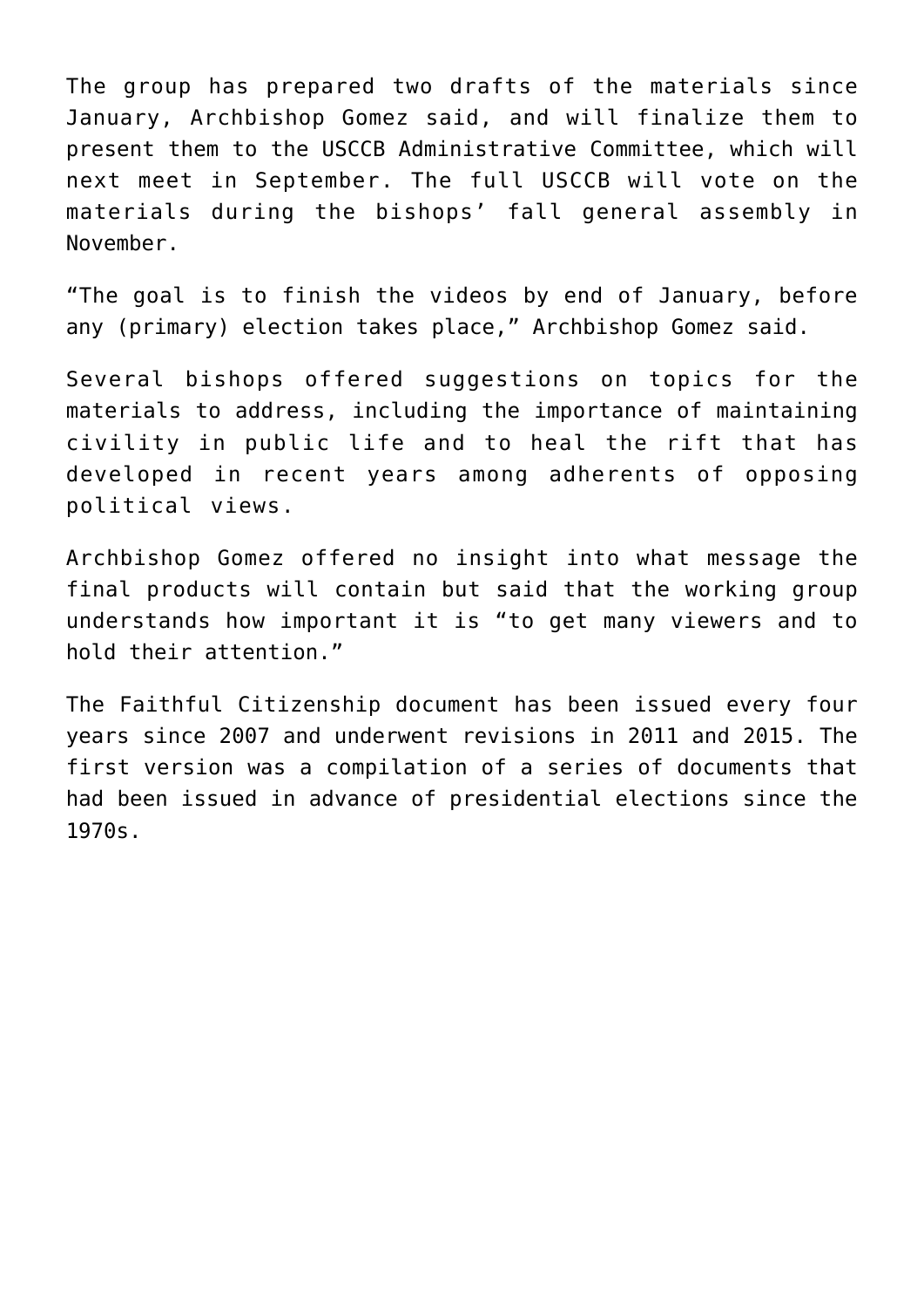The group has prepared two drafts of the materials since January, Archbishop Gomez said, and will finalize them to present them to the USCCB Administrative Committee, which will next meet in September. The full USCCB will vote on the materials during the bishops' fall general assembly in November.

"The goal is to finish the videos by end of January, before any (primary) election takes place," Archbishop Gomez said.

Several bishops offered suggestions on topics for the materials to address, including the importance of maintaining civility in public life and to heal the rift that has developed in recent years among adherents of opposing political views.

Archbishop Gomez offered no insight into what message the final products will contain but said that the working group understands how important it is "to get many viewers and to hold their attention."

The Faithful Citizenship document has been issued every four years since 2007 and underwent revisions in 2011 and 2015. The first version was a compilation of a series of documents that had been issued in advance of presidential elections since the 1970s.